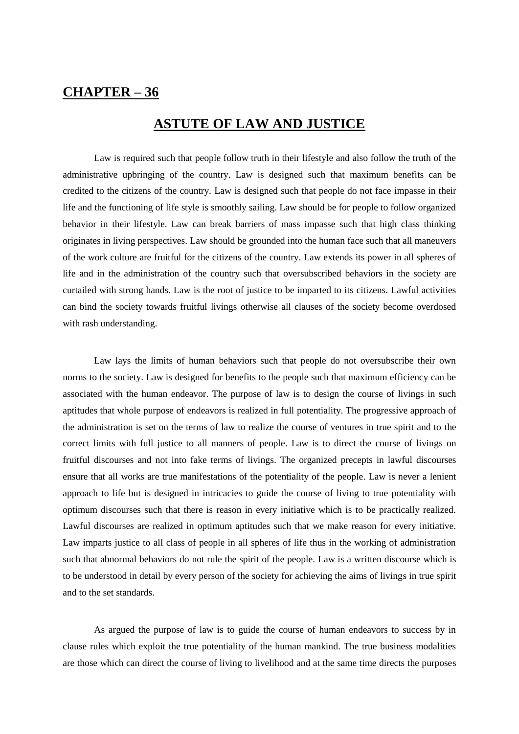## CHAPTER – 36

# ASTUTE OF LAW AND JUSTICE

Law is required such that people follow truth in their lifestyle and also follow the truth of the administrative upbringing of the country. Law is designed such that maximum benefits can be credited to the citizens of the country. Law is designed such that people do not face impasse in their life and the functioning of life style is smoothly sailing. Law should be for people to follow organized behavior in their lifestyle. Law can break barriers of mass impasse such that high class thinking originates in living perspectives. Law should be grounded into the human face such that all maneuvers of the work culture are fruitful for the citizens of the country. Law extends its power in all spheres of life and in the administration of the country such that oversubscribed behaviors in the society are curtailed with strong hands. Law is the root of justice to be imparted to its citizens. Lawful activities can bind the society towards fruitful livings otherwise all clauses of the society become overdosed with rash understanding.

Law lays the limits of human behaviors such that people do not oversubscribe their own norms to the society. Law is designed for benefits to the people such that maximum efficiency can be associated with the human endeavor. The purpose of law is to design the course of livings in such aptitudes that whole purpose of endeavors is realized in full potentiality. The progressive approach of the administration is set on the terms of law to realize the course of ventures in true spirit and to the correct limits with full justice to all manners of people. Law is to direct the course of livings on fruitful discourses and not into fake terms of livings. The organized precepts in lawful discourses ensure that all works are true manifestations of the potentiality of the people. Law is never a lenient approach to life but is designed in intricacies to guide the course of living to true potentiality with optimum discourses such that there is reason in every initiative which is to be practically realized. Lawful discourses are realized in optimum aptitudes such that we make reason for every initiative. Law imparts justice to all class of people in all spheres of life thus in the working of administration such that abnormal behaviors do not rule the spirit of the people. Law is a written discourse which is to be understood in detail by every person of the society for achieving the aims of livings in true spirit and to the set standards.

As argued the purpose of law is to guide the course of human endeavors to success by in clause rules which exploit the true potentiality of the human mankind. The true business modalities are those which can direct the course of living to livelihood and at the same time directs the purposes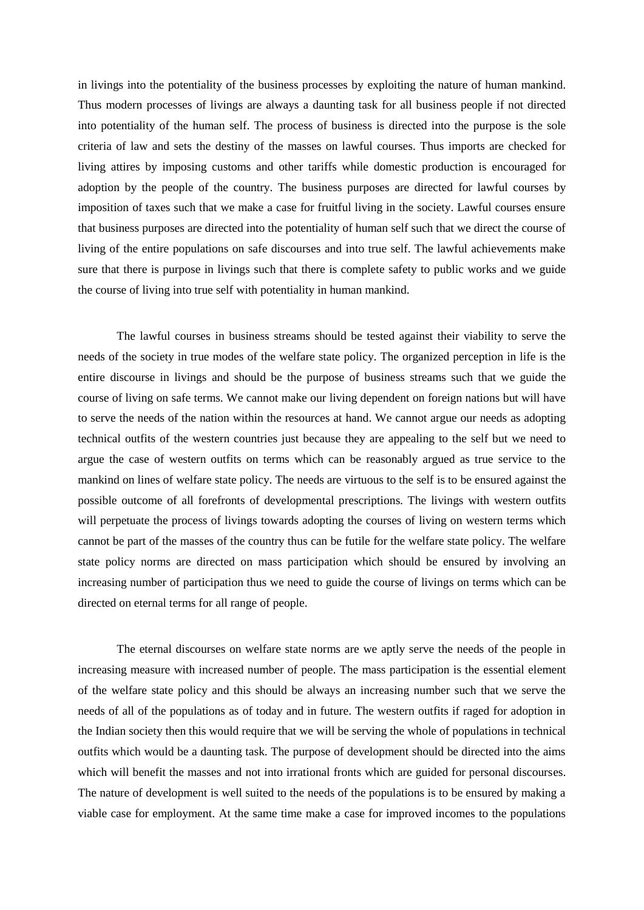in livings into the potentiality of the business processes by exploiting the nature of human mankind. Thus modern processes of livings are always a daunting task for all business people if not directed into potentiality of the human self. The process of business is directed into the purpose is the sole criteria of law and sets the destiny of the masses on lawful courses. Thus imports are checked for living attires by imposing customs and other tariffs while domestic production is encouraged for adoption by the people of the country. The business purposes are directed for lawful courses by imposition of taxes such that we make a case for fruitful living in the society. Lawful courses ensure that business purposes are directed into the potentiality of human self such that we direct the course of living of the entire populations on safe discourses and into true self. The lawful achievements make sure that there is purpose in livings such that there is complete safety to public works and we guide the course of living into true self with potentiality in human mankind.

The lawful courses in business streams should be tested against their viability to serve the needs of the society in true modes of the welfare state policy. The organized perception in life is the entire discourse in livings and should be the purpose of business streams such that we guide the course of living on safe terms. We cannot make our living dependent on foreign nations but will have to serve the needs of the nation within the resources at hand. We cannot argue our needs as adopting technical outfits of the western countries just because they are appealing to the self but we need to argue the case of western outfits on terms which can be reasonably argued as true service to the mankind on lines of welfare state policy. The needs are virtuous to the self is to be ensured against the possible outcome of all forefronts of developmental prescriptions. The livings with western outfits will perpetuate the process of livings towards adopting the courses of living on western terms which cannot be part of the masses of the country thus can be futile for the welfare state policy. The welfare state policy norms are directed on mass participation which should be ensured by involving an increasing number of participation thus we need to guide the course of livings on terms which can be directed on eternal terms for all range of people.

The eternal discourses on welfare state norms are we aptly serve the needs of the people in increasing measure with increased number of people. The mass participation is the essential element of the welfare state policy and this should be always an increasing number such that we serve the needs of all of the populations as of today and in future. The western outfits if raged for adoption in the Indian society then this would require that we will be serving the whole of populations in technical outfits which would be a daunting task. The purpose of development should be directed into the aims which will benefit the masses and not into irrational fronts which are guided for personal discourses. The nature of development is well suited to the needs of the populations is to be ensured by making a viable case for employment. At the same time make a case for improved incomes to the populations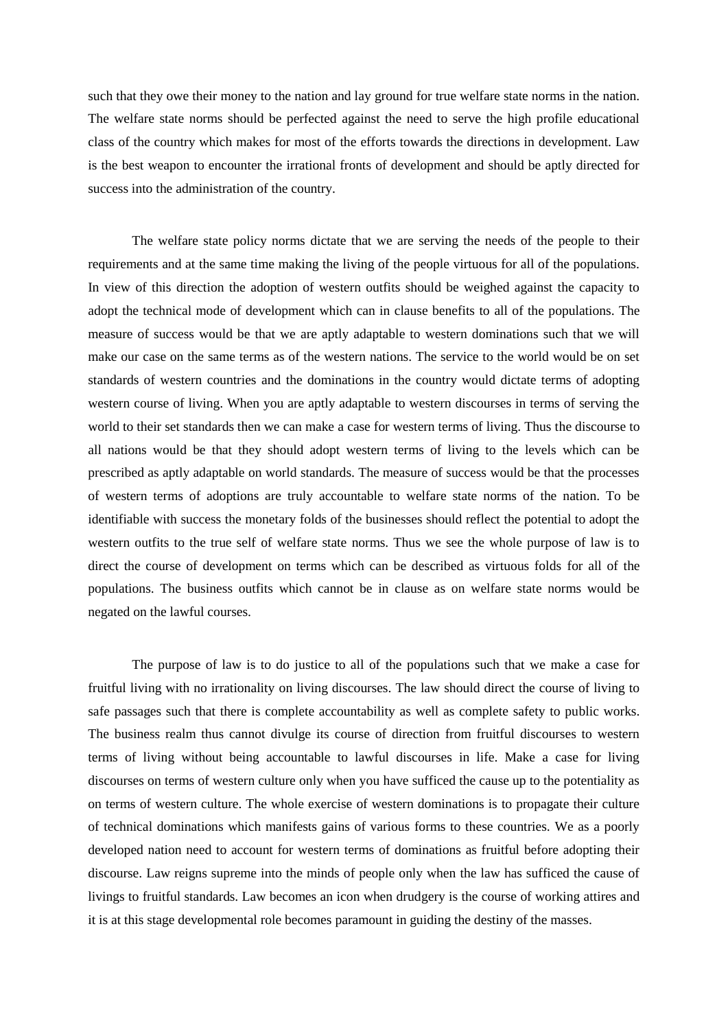such that they owe their money to the nation and lay ground for true welfare state norms in the nation. The welfare state norms should be perfected against the need to serve the high profile educational class of the country which makes for most of the efforts towards the directions in development. Law is the best weapon to encounter the irrational fronts of development and should be aptly directed for success into the administration of the country.

The welfare state policy norms dictate that we are serving the needs of the people to their requirements and at the same time making the living of the people virtuous for all of the populations. In view of this direction the adoption of western outfits should be weighed against the capacity to adopt the technical mode of development which can in clause benefits to all of the populations. The measure of success would be that we are aptly adaptable to western dominations such that we will make our case on the same terms as of the western nations. The service to the world would be on set standards of western countries and the dominations in the country would dictate terms of adopting western course of living. When you are aptly adaptable to western discourses in terms of serving the world to their set standards then we can make a case for western terms of living. Thus the discourse to all nations would be that they should adopt western terms of living to the levels which can be prescribed as aptly adaptable on world standards. The measure of success would be that the processes of western terms of adoptions are truly accountable to welfare state norms of the nation. To be identifiable with success the monetary folds of the businesses should reflect the potential to adopt the western outfits to the true self of welfare state norms. Thus we see the whole purpose of law is to direct the course of development on terms which can be described as virtuous folds for all of the populations. The business outfits which cannot be in clause as on welfare state norms would be negated on the lawful courses.

The purpose of law is to do justice to all of the populations such that we make a case for fruitful living with no irrationality on living discourses. The law should direct the course of living to safe passages such that there is complete accountability as well as complete safety to public works. The business realm thus cannot divulge its course of direction from fruitful discourses to western terms of living without being accountable to lawful discourses in life. Make a case for living discourses on terms of western culture only when you have sufficed the cause up to the potentiality as on terms of western culture. The whole exercise of western dominations is to propagate their culture of technical dominations which manifests gains of various forms to these countries. We as a poorly developed nation need to account for western terms of dominations as fruitful before adopting their discourse. Law reigns supreme into the minds of people only when the law has sufficed the cause of livings to fruitful standards. Law becomes an icon when drudgery is the course of working attires and it is at this stage developmental role becomes paramount in guiding the destiny of the masses.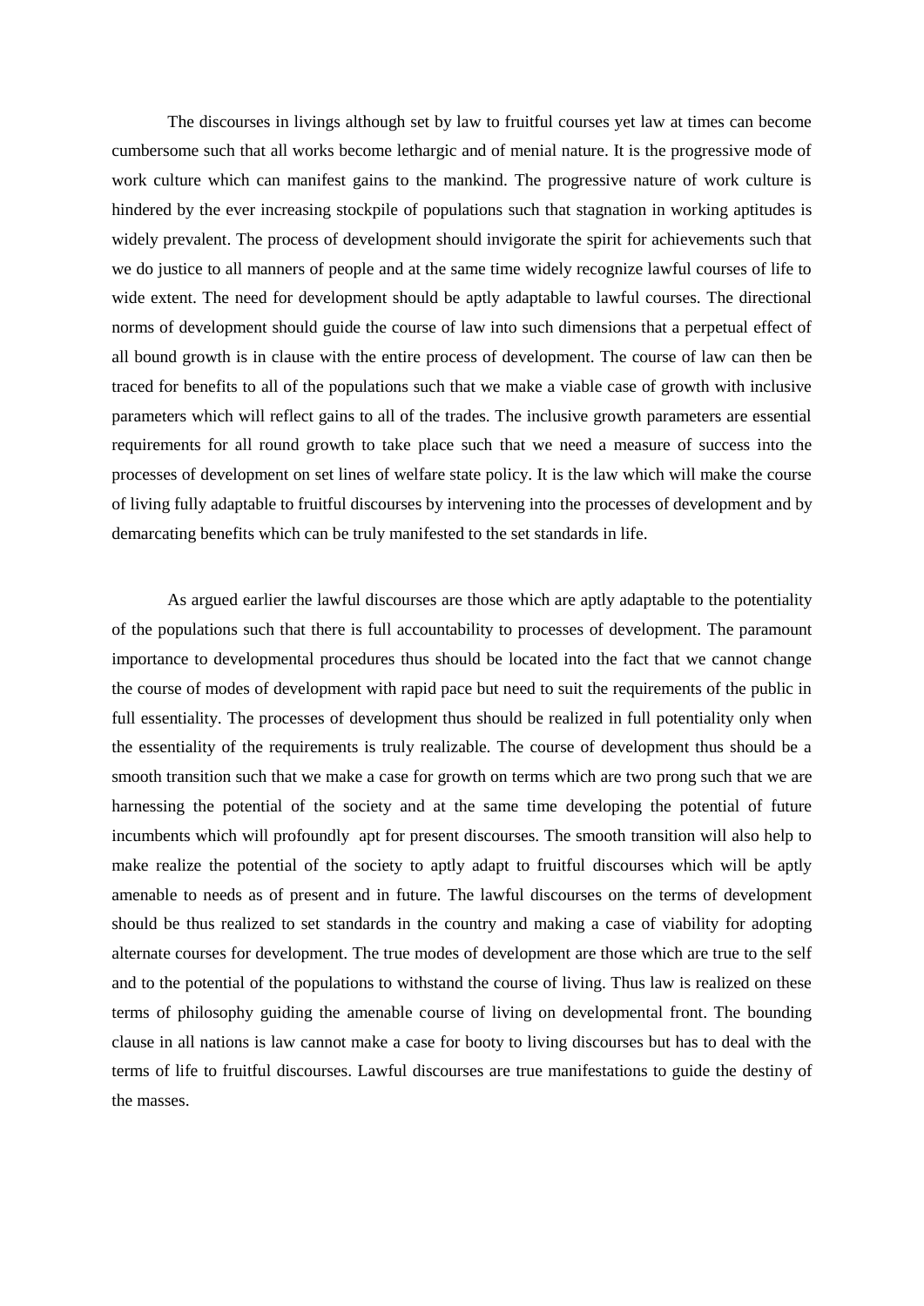The discourses in livings although set by law to fruitful courses yet law at times can become cumbersome such that all works become lethargic and of menial nature. It is the progressive mode of work culture which can manifest gains to the mankind. The progressive nature of work culture is hindered by the ever increasing stockpile of populations such that stagnation in working aptitudes is widely prevalent. The process of development should invigorate the spirit for achievements such that we do justice to all manners of people and at the same time widely recognize lawful courses of life to wide extent. The need for development should be aptly adaptable to lawful courses. The directional norms of development should guide the course of law into such dimensions that a perpetual effect of all bound growth is in clause with the entire process of development. The course of law can then be traced for benefits to all of the populations such that we make a viable case of growth with inclusive parameters which will reflect gains to all of the trades. The inclusive growth parameters are essential requirements for all round growth to take place such that we need a measure of success into the processes of development on set lines of welfare state policy. It is the law which will make the course of living fully adaptable to fruitful discourses by intervening into the processes of development and by demarcating benefits which can be truly manifested to the set standards in life.

As argued earlier the lawful discourses are those which are aptly adaptable to the potentiality of the populations such that there is full accountability to processes of development. The paramount importance to developmental procedures thus should be located into the fact that we cannot change the course of modes of development with rapid pace but need to suit the requirements of the public in full essentiality. The processes of development thus should be realized in full potentiality only when the essentiality of the requirements is truly realizable. The course of development thus should be a smooth transition such that we make a case for growth on terms which are two prong such that we are harnessing the potential of the society and at the same time developing the potential of future incumbents which will profoundly apt for present discourses. The smooth transition will also help to make realize the potential of the society to aptly adapt to fruitful discourses which will be aptly amenable to needs as of present and in future. The lawful discourses on the terms of development should be thus realized to set standards in the country and making a case of viability for adopting alternate courses for development. The true modes of development are those which are true to the self and to the potential of the populations to withstand the course of living. Thus law is realized on these terms of philosophy guiding the amenable course of living on developmental front. The bounding clause in all nations is law cannot make a case for booty to living discourses but has to deal with the terms of life to fruitful discourses. Lawful discourses are true manifestations to guide the destiny of the masses.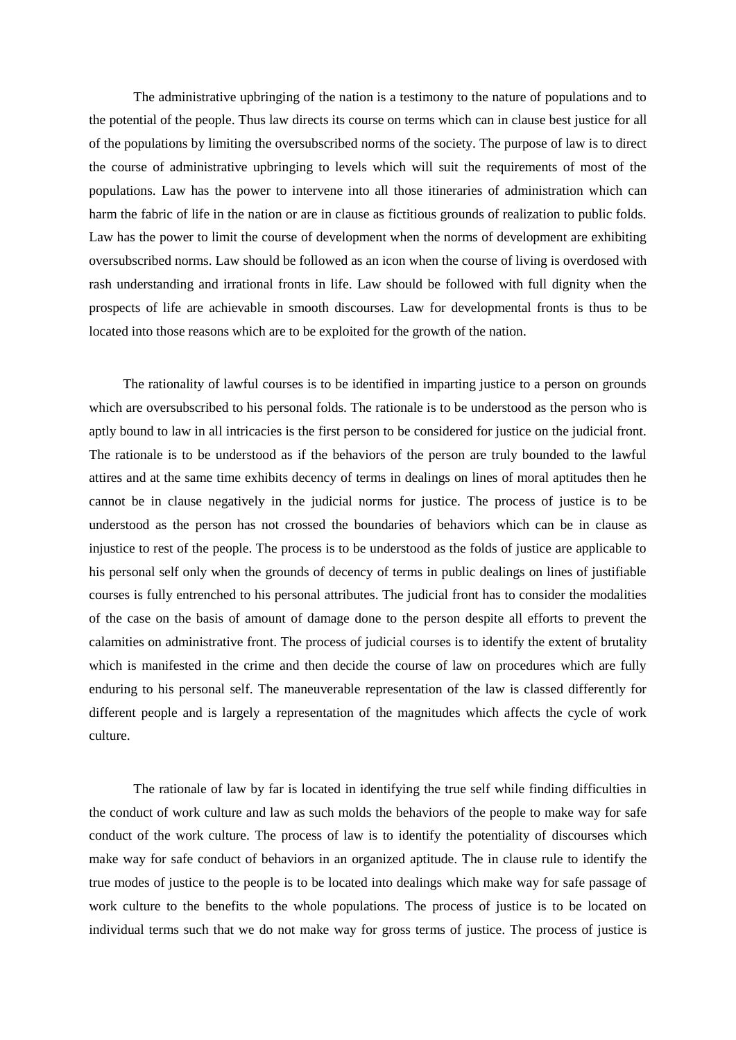The administrative upbringing of the nation is a testimony to the nature of populations and to the potential of the people. Thus law directs its course on terms which can in clause best justice for all of the populations by limiting the oversubscribed norms of the society. The purpose of law is to direct the course of administrative upbringing to levels which will suit the requirements of most of the populations. Law has the power to intervene into all those itineraries of administration which can harm the fabric of life in the nation or are in clause as fictitious grounds of realization to public folds. Law has the power to limit the course of development when the norms of development are exhibiting oversubscribed norms. Law should be followed as an icon when the course of living is overdosed with rash understanding and irrational fronts in life. Law should be followed with full dignity when the prospects of life are achievable in smooth discourses. Law for developmental fronts is thus to be located into those reasons which are to be exploited for the growth of the nation.

The rationality of lawful courses is to be identified in imparting justice to a person on grounds which are oversubscribed to his personal folds. The rationale is to be understood as the person who is aptly bound to law in all intricacies is the first person to be considered for justice on the judicial front. The rationale is to be understood as if the behaviors of the person are truly bounded to the lawful attires and at the same time exhibits decency of terms in dealings on lines of moral aptitudes then he cannot be in clause negatively in the judicial norms for justice. The process of justice is to be understood as the person has not crossed the boundaries of behaviors which can be in clause as injustice to rest of the people. The process is to be understood as the folds of justice are applicable to his personal self only when the grounds of decency of terms in public dealings on lines of justifiable courses is fully entrenched to his personal attributes. The judicial front has to consider the modalities of the case on the basis of amount of damage done to the person despite all efforts to prevent the calamities on administrative front. The process of judicial courses is to identify the extent of brutality which is manifested in the crime and then decide the course of law on procedures which are fully enduring to his personal self. The maneuverable representation of the law is classed differently for different people and is largely a representation of the magnitudes which affects the cycle of work culture.

The rationale of law by far is located in identifying the true self while finding difficulties in the conduct of work culture and law as such molds the behaviors of the people to make way for safe conduct of the work culture. The process of law is to identify the potentiality of discourses which make way for safe conduct of behaviors in an organized aptitude. The in clause rule to identify the true modes of justice to the people is to be located into dealings which make way for safe passage of work culture to the benefits to the whole populations. The process of justice is to be located on individual terms such that we do not make way for gross terms of justice. The process of justice is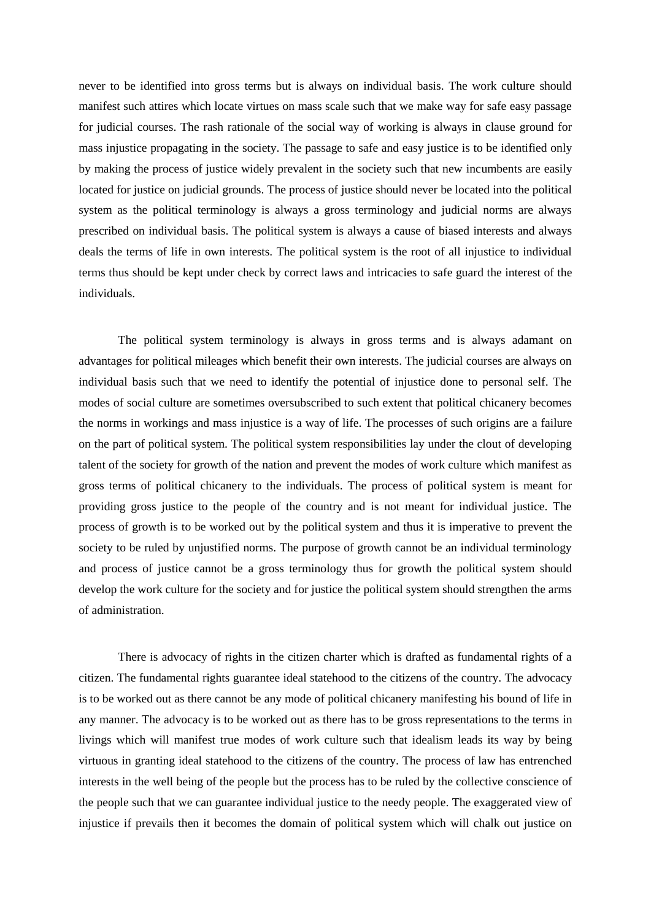never to be identified into gross terms but is always on individual basis. The work culture should manifest such attires which locate virtues on mass scale such that we make way for safe easy passage for judicial courses. The rash rationale of the social way of working is always in clause ground for mass injustice propagating in the society. The passage to safe and easy justice is to be identified only by making the process of justice widely prevalent in the society such that new incumbents are easily located for justice on judicial grounds. The process of justice should never be located into the political system as the political terminology is always a gross terminology and judicial norms are always prescribed on individual basis. The political system is always a cause of biased interests and always deals the terms of life in own interests. The political system is the root of all injustice to individual terms thus should be kept under check by correct laws and intricacies to safe guard the interest of the individuals.

The political system terminology is always in gross terms and is always adamant on advantages for political mileages which benefit their own interests. The judicial courses are always on individual basis such that we need to identify the potential of injustice done to personal self. The modes of social culture are sometimes oversubscribed to such extent that political chicanery becomes the norms in workings and mass injustice is a way of life. The processes of such origins are a failure on the part of political system. The political system responsibilities lay under the clout of developing talent of the society for growth of the nation and prevent the modes of work culture which manifest as gross terms of political chicanery to the individuals. The process of political system is meant for providing gross justice to the people of the country and is not meant for individual justice. The process of growth is to be worked out by the political system and thus it is imperative to prevent the society to be ruled by unjustified norms. The purpose of growth cannot be an individual terminology and process of justice cannot be a gross terminology thus for growth the political system should develop the work culture for the society and for justice the political system should strengthen the arms of administration.

There is advocacy of rights in the citizen charter which is drafted as fundamental rights of a citizen. The fundamental rights guarantee ideal statehood to the citizens of the country. The advocacy is to be worked out as there cannot be any mode of political chicanery manifesting his bound of life in any manner. The advocacy is to be worked out as there has to be gross representations to the terms in livings which will manifest true modes of work culture such that idealism leads its way by being virtuous in granting ideal statehood to the citizens of the country. The process of law has entrenched interests in the well being of the people but the process has to be ruled by the collective conscience of the people such that we can guarantee individual justice to the needy people. The exaggerated view of injustice if prevails then it becomes the domain of political system which will chalk out justice on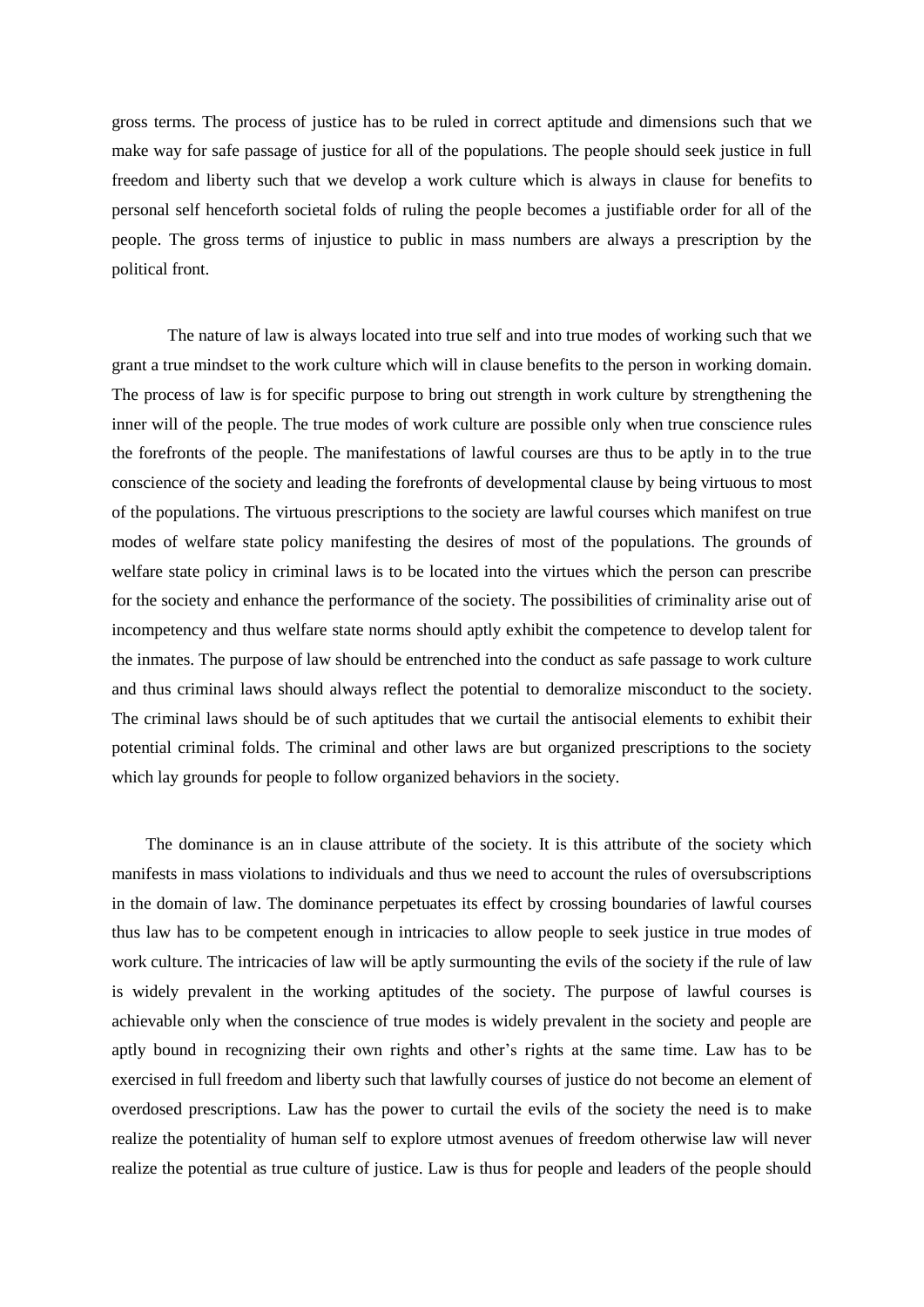gross terms. The process of justice has to be ruled in correct aptitude and dimensions such that we make way for safe passage of justice for all of the populations. The people should seek justice in full freedom and liberty such that we develop a work culture which is always in clause for benefits to personal self henceforth societal folds of ruling the people becomes a justifiable order for all of the people. The gross terms of injustice to public in mass numbers are always a prescription by the political front.

The nature of law is always located into true self and into true modes of working such that we grant a true mindset to the work culture which will in clause benefits to the person in working domain. The process of law is for specific purpose to bring out strength in work culture by strengthening the inner will of the people. The true modes of work culture are possible only when true conscience rules the forefronts of the people. The manifestations of lawful courses are thus to be aptly in to the true conscience of the society and leading the forefronts of developmental clause by being virtuous to most of the populations. The virtuous prescriptions to the society are lawful courses which manifest on true modes of welfare state policy manifesting the desires of most of the populations. The grounds of welfare state policy in criminal laws is to be located into the virtues which the person can prescribe for the society and enhance the performance of the society. The possibilities of criminality arise out of incompetency and thus welfare state norms should aptly exhibit the competence to develop talent for the inmates. The purpose of law should be entrenched into the conduct as safe passage to work culture and thus criminal laws should always reflect the potential to demoralize misconduct to the society. The criminal laws should be of such aptitudes that we curtail the antisocial elements to exhibit their potential criminal folds. The criminal and other laws are but organized prescriptions to the society which lay grounds for people to follow organized behaviors in the society.

The dominance is an in clause attribute of the society. It is this attribute of the society which manifests in mass violations to individuals and thus we need to account the rules of oversubscriptions in the domain of law. The dominance perpetuates its effect by crossing boundaries of lawful courses thus law has to be competent enough in intricacies to allow people to seek justice in true modes of work culture. The intricacies of law will be aptly surmounting the evils of the society if the rule of law is widely prevalent in the working aptitudes of the society. The purpose of lawful courses is achievable only when the conscience of true modes is widely prevalent in the society and people are aptly bound in recognizing their own rights and other's rights at the same time. Law has to be exercised in full freedom and liberty such that lawfully courses of justice do not become an element of overdosed prescriptions. Law has the power to curtail the evils of the society the need is to make realize the potentiality of human self to explore utmost avenues of freedom otherwise law will never realize the potential as true culture of justice. Law is thus for people and leaders of the people should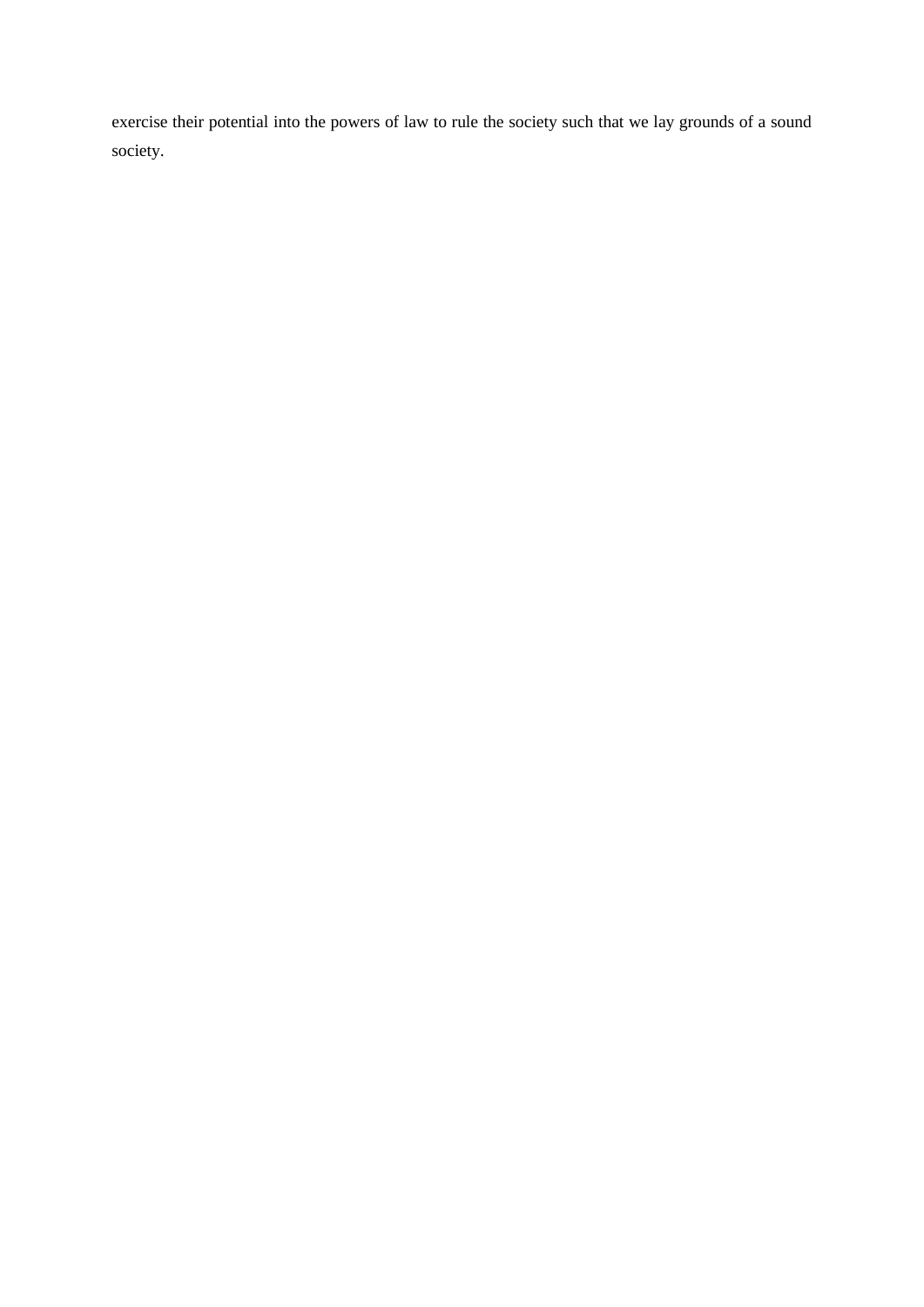exercise their potential into the powers of law to rule the society such that we lay grounds of a sound society.